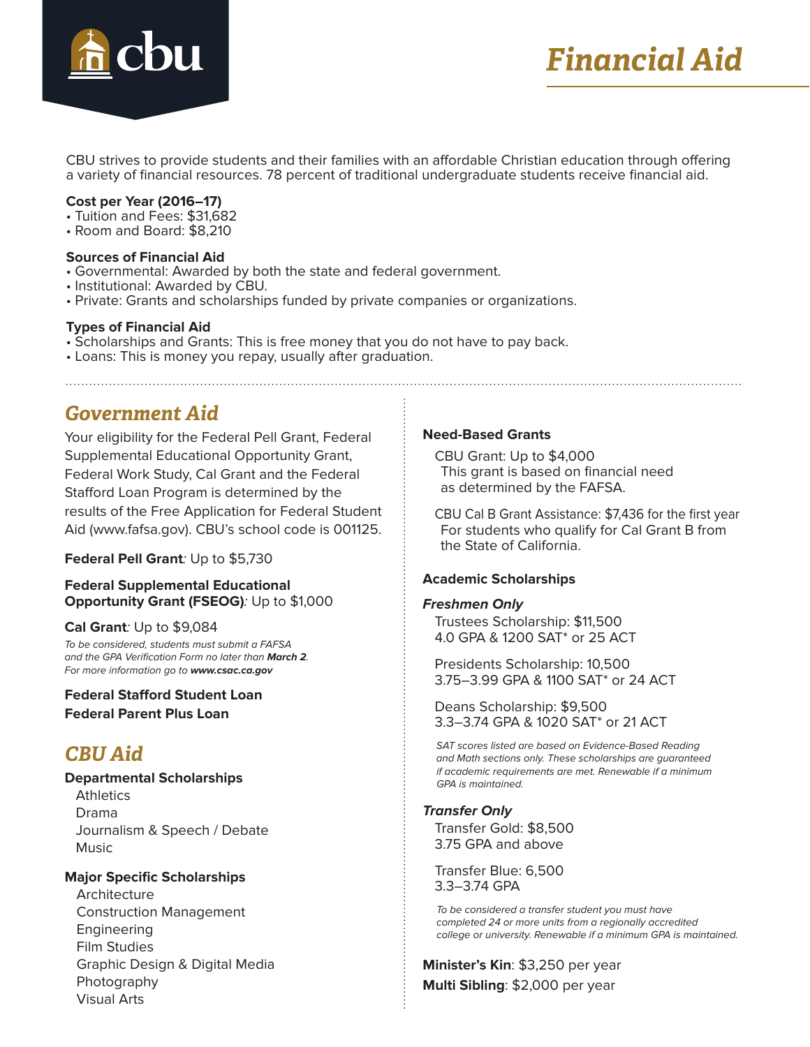# Financial Aid

CBU strives to provide students and their families with an affordable Christian education through offering a variety of financial resources. 78 percent of traditional undergraduate students receive financial aid.

**Cost per Year (2016–17)**
- Tuition and Fees: $31,682
- Room and Board: $8,210

**Sources of Financial Aid**
- Governmental: Awarded by both the state and federal government.
- Institutional: Awarded by CBU.
- Private: Grants and scholarships funded by private companies or organizations.

**Types of Financial Aid**
- Scholarships and Grants: This is free money that you do not have to pay back.
- Loans: This is money you repay, usually after graduation.

## *Government Aid*

Your eligibility for the Federal Pell Grant, Federal Supplemental Educational Opportunity Grant, Federal Work Study, Cal Grant and the Federal Stafford Loan Program is determined by the results of the Free Application for Federal Student Aid (www.fafsa.gov). CBU's school code is 001125.

**Federal Pell Grant***:* Up to $5,730

**Federal Supplemental Educational Opportunity Grant (FSEOG)***:* Up to $1,000

**Cal Grant***:* Up to $9,084

*To be considered, students must submit a FAFSA and the GPA Verification Form no later than **March 2**. For more information go to **www.csac.ca.gov***

**Federal Stafford Student Loan**
**Federal Parent Plus Loan**

## *CBU Aid*

**Departmental Scholarships**
- Athletics
- Drama
- Journalism & Speech / Debate
- Music

**Major Specific Scholarships**
- Architecture
- Construction Management
- Engineering
- Film Studies
- Graphic Design & Digital Media
- Photography
- Visual Arts

**Need-Based Grants**

CBU Grant: Up to $4,000
This grant is based on financial need as determined by the FAFSA.

CBU Cal B Grant Assistance: $7,436 for the first year
For students who qualify for Cal Grant B from the State of California.

**Academic Scholarships**

***Freshmen Only***

Trustees Scholarship: $11,500
4.0 GPA & 1200 SAT* or 25 ACT

Presidents Scholarship: 10,500
3.75–3.99 GPA & 1100 SAT* or 24 ACT

Deans Scholarship: $9,500
3.3–3.74 GPA & 1020 SAT* or 21 ACT

*SAT scores listed are based on Evidence-Based Reading and Math sections only. These scholarships are guaranteed if academic requirements are met. Renewable if a minimum GPA is maintained.*

***Transfer Only***

Transfer Gold: $8,500
3.75 GPA and above

Transfer Blue: 6,500
3.3–3.74 GPA

*To be considered a transfer student you must have completed 24 or more units from a regionally accredited college or university. Renewable if a minimum GPA is maintained.*

**Minister's Kin**: $3,250 per year
**Multi Sibling**: $2,000 per year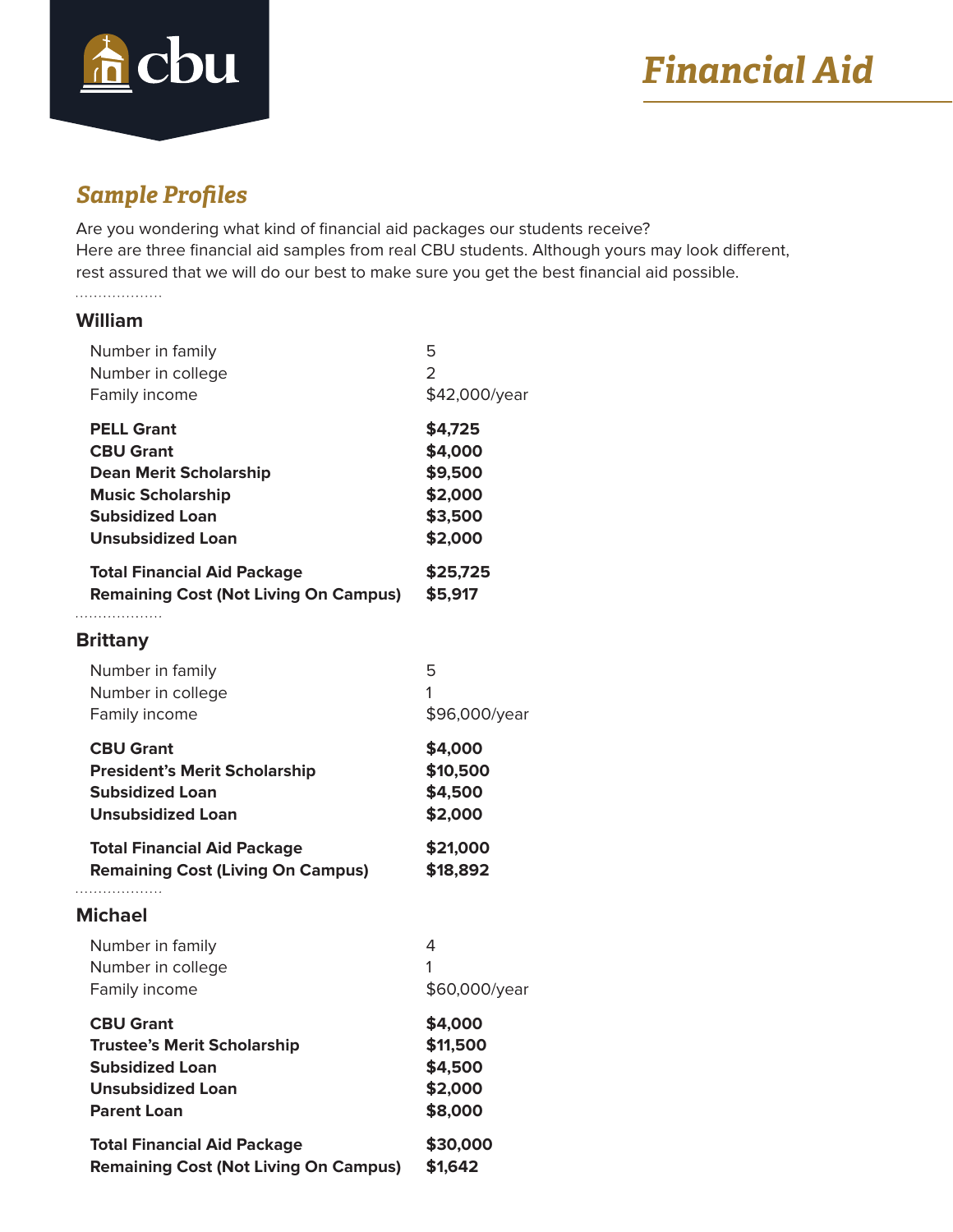cbu

# Financial Aid

## Sample Profiles

Are you wondering what kind of financial aid packages our students receive?
Here are three financial aid samples from real CBU students. Although yours may look different, rest assured that we will do our best to make sure you get the best financial aid possible.

### William

| | |
|---|---|
| Number in family | 5 |
| Number in college | 2 |
| Family income | $42,000/year |
| **PELL Grant** | **$4,725** |
| **CBU Grant** | **$4,000** |
| **Dean Merit Scholarship** | **$9,500** |
| **Music Scholarship** | **$2,000** |
| **Subsidized Loan** | **$3,500** |
| **Unsubsidized Loan** | **$2,000** |
| **Total Financial Aid Package** | **$25,725** |
| **Remaining Cost (Not Living On Campus)** | **$5,917** |

### Brittany

| | |
|---|---|
| Number in family | 5 |
| Number in college | 1 |
| Family income | $96,000/year |
| **CBU Grant** | **$4,000** |
| **President's Merit Scholarship** | **$10,500** |
| **Subsidized Loan** | **$4,500** |
| **Unsubsidized Loan** | **$2,000** |
| **Total Financial Aid Package** | **$21,000** |
| **Remaining Cost (Living On Campus)** | **$18,892** |

### Michael

| | |
|---|---|
| Number in family | 4 |
| Number in college | 1 |
| Family income | $60,000/year |
| **CBU Grant** | **$4,000** |
| **Trustee's Merit Scholarship** | **$11,500** |
| **Subsidized Loan** | **$4,500** |
| **Unsubsidized Loan** | **$2,000** |
| **Parent Loan** | **$8,000** |
| **Total Financial Aid Package** | **$30,000** |
| **Remaining Cost (Not Living On Campus)** | **$1,642** |